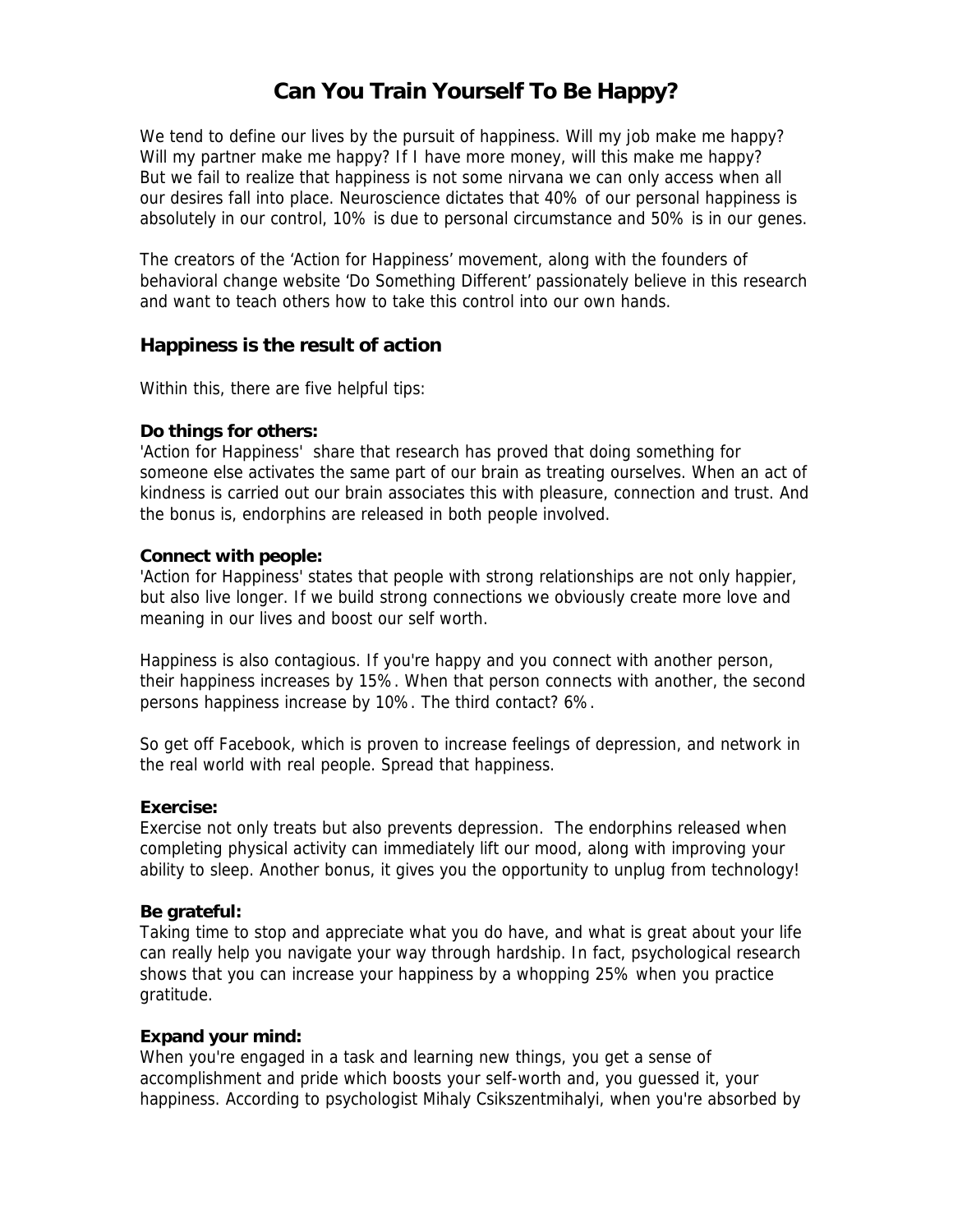# Can You Train Yourself To Be Happy?

We tend to define our lives by the pursuit of happiness. Will my job make me happy? Will my partner make me happy? If I have more money, will this make me happy? But we fail to realize that happiness is not some nirvana we can only access when all our desires fall into place. Neuroscience dictates that 40% of our personal happiness is absolutely in our control, 10% is due to personal circumstance and 50% is in our genes.

The creators of the 'Action for Happiness' movement, along with the founders of behavioral change website 'Do Something Different' passionately believe in this research and want to teach others how to take this control into our own hands.

## Happiness is the result of action

Within this, there are five helpful tips:

**Do things for others:**
'Action for Happiness' share that research has proved that doing something for someone else activates the same part of our brain as treating ourselves. When an act of kindness is carried out our brain associates this with pleasure, connection and trust. And the bonus is, endorphins are released in both people involved.

**Connect with people:**
'Action for Happiness' states that people with strong relationships are not only happier, but also live longer. If we build strong connections we obviously create more love and meaning in our lives and boost our self worth.

Happiness is also contagious. If you're happy and you connect with another person, their happiness increases by 15%. When that person connects with another, the second persons happiness increase by 10%. The third contact? 6%.

So get off Facebook, which is proven to increase feelings of depression, and network in the real world with real people. Spread that happiness.

**Exercise:**
Exercise not only treats but also prevents depression. The endorphins released when completing physical activity can immediately lift our mood, along with improving your ability to sleep. Another bonus, it gives you the opportunity to unplug from technology!

**Be grateful:**
Taking time to stop and appreciate what you do have, and what is great about your life can really help you navigate your way through hardship. In fact, psychological research shows that you can increase your happiness by a whopping 25% when you practice gratitude.

**Expand your mind:**
When you're engaged in a task and learning new things, you get a sense of accomplishment and pride which boosts your self-worth and, you guessed it, your happiness. According to psychologist Mihaly Csikszentmihalyi, when you're absorbed by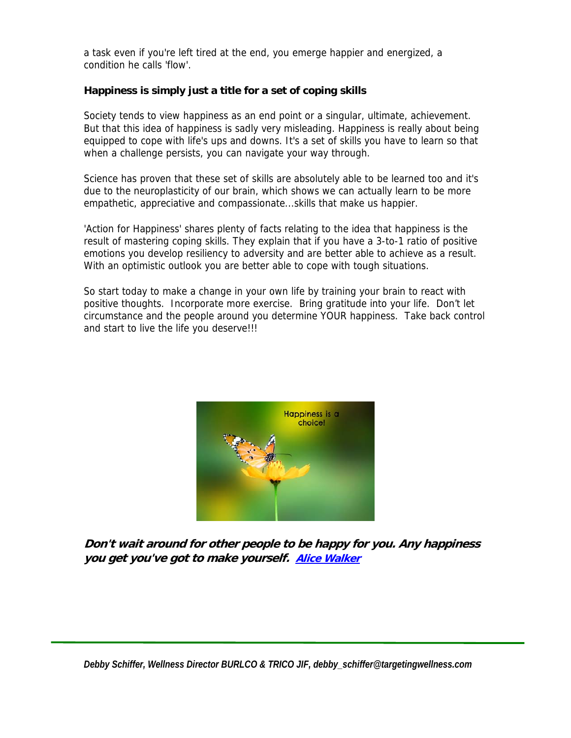a task even if you're left tired at the end, you emerge happier and energized, a condition he calls 'flow'.

**Happiness is simply just a title for a set of coping skills**

Society tends to view happiness as an end point or a singular, ultimate, achievement. But that this idea of happiness is sadly very misleading. Happiness is really about being equipped to cope with life's ups and downs. It's a set of skills you have to learn so that when a challenge persists, you can navigate your way through.

Science has proven that these set of skills are absolutely able to be learned too and it's due to the neuroplasticity of our brain, which shows we can actually learn to be more empathetic, appreciative and compassionate...skills that make us happier.

'Action for Happiness' shares plenty of facts relating to the idea that happiness is the result of mastering coping skills. They explain that if you have a 3-to-1 ratio of positive emotions you develop resiliency to adversity and are better able to achieve as a result. With an optimistic outlook you are better able to cope with tough situations.

So start today to make a change in your own life by training your brain to react with positive thoughts. Incorporate more exercise. Bring gratitude into your life. Don't let circumstance and the people around you determine YOUR happiness. Take back control and start to live the life you deserve!!!

***Don't wait around for other people to be happy for you. Any happiness you get you've got to make yourself. Alice Walker***

*Debby Schiffer, Wellness Director BURLCO & TRICO JIF, debby_schiffer@targetingwellness.com*